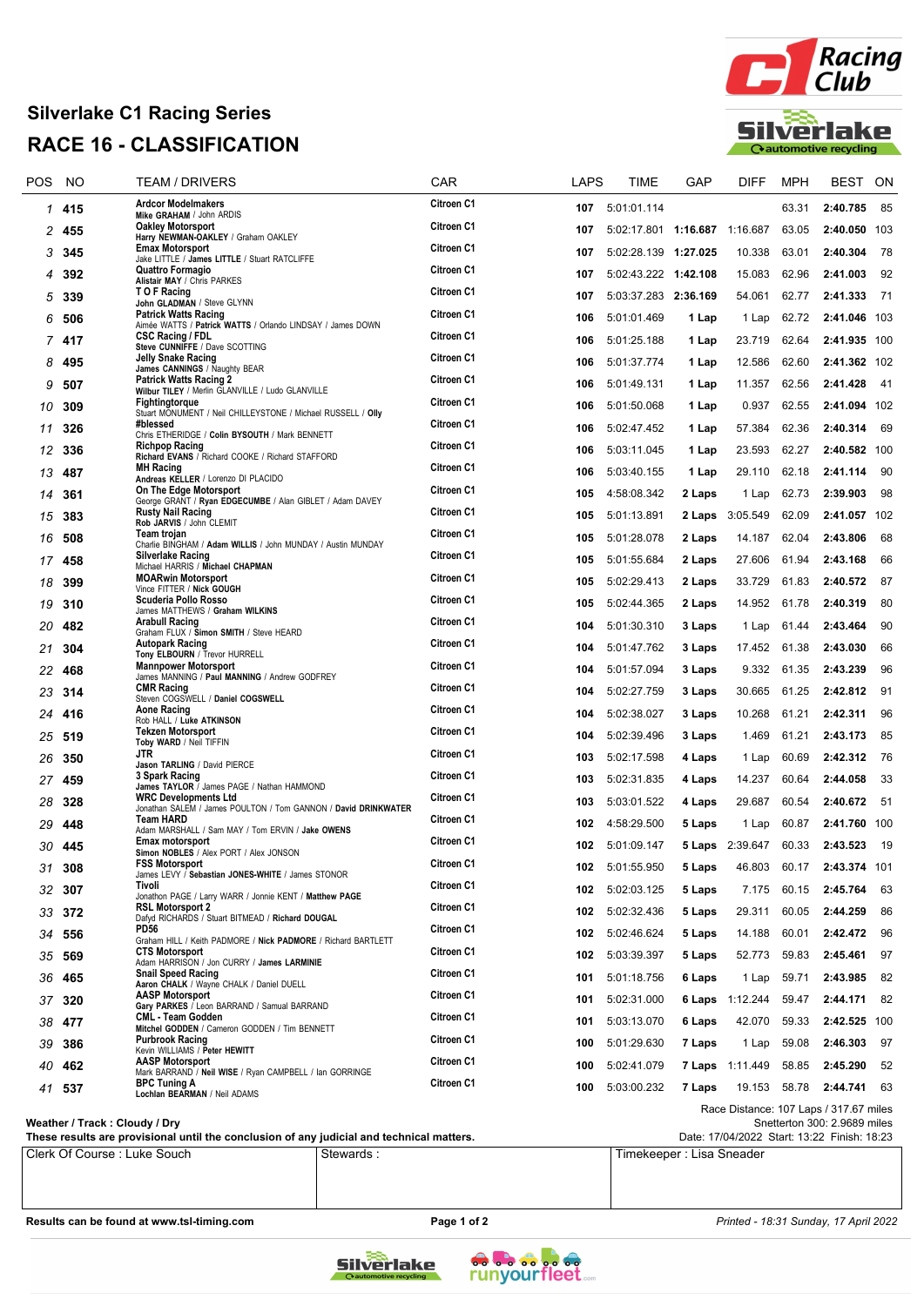# Silverlake C1 Racing Series

# RACE 16 - CLASSIFICATION

| POS | NO | TEAM / DRIVERS | CAR | LAPS | TIME | GAP | DIFF | MPH | BEST | ON |
|---|---|---|---|---|---|---|---|---|---|---|
| 1 | 415 | **Ardcor Modelmakers**<br>**Mike GRAHAM** / John ARDIS | Citroen C1 | 107 | 5:01:01.114 | | | 63.31 | **2:40.785** | 85 |
| 2 | 455 | **Oakley Motorsport**<br>**Harry NEWMAN-OAKLEY** / Graham OAKLEY | Citroen C1 | 107 | 5:02:17.801 | **1:16.687** | 1:16.687 | 63.05 | **2:40.050** | 103 |
| 3 | 345 | **Emax Motorsport**<br>Jake LITTLE / **James LITTLE** / Stuart RATCLIFFE | Citroen C1 | 107 | 5:02:28.139 | **1:27.025** | 10.338 | 63.01 | **2:40.304** | 78 |
| 4 | 392 | **Quattro Formagio**<br>**Alistair MAY** / Chris PARKES | Citroen C1 | 107 | 5:02:43.222 | **1:42.108** | 15.083 | 62.96 | **2:41.003** | 92 |
| 5 | 339 | **T O F Racing**<br>**John GLADMAN** / Steve GLYNN | Citroen C1 | 107 | 5:03:37.283 | **2:36.169** | 54.061 | 62.77 | **2:41.333** | 71 |
| 6 | 506 | **Patrick Watts Racing**<br>Aimée WATTS / **Patrick WATTS** / Orlando LINDSAY / James DOWN | Citroen C1 | 106 | 5:01:01.469 | **1 Lap** | 1 Lap | 62.72 | **2:41.046** | 103 |
| 7 | 417 | **CSC Racing / FDL**<br>**Steve CUNNIFFE** / Dave SCOTTING | Citroen C1 | 106 | 5:01:25.188 | **1 Lap** | 23.719 | 62.64 | **2:41.935** | 100 |
| 8 | 495 | **Jelly Snake Racing**<br>**James CANNINGS** / Naughty BEAR | Citroen C1 | 106 | 5:01:37.774 | **1 Lap** | 12.586 | 62.60 | **2:41.362** | 102 |
| 9 | 507 | **Patrick Watts Racing 2**<br>**Wilbur TILEY** / Merlin GLANVILLE / Ludo GLANVILLE | Citroen C1 | 106 | 5:01:49.131 | **1 Lap** | 11.357 | 62.56 | **2:41.428** | 41 |
| 10 | 309 | **Fightingtorque**<br>Stuart MONUMENT / Neil CHILLEYSTONE / Michael RUSSELL / **Olly** | Citroen C1 | 106 | 5:01:50.068 | **1 Lap** | 0.937 | 62.55 | **2:41.094** | 102 |
| 11 | 326 | **#blessed**<br>Chris ETHERIDGE / **Colin BYSOUTH** / Mark BENNETT | Citroen C1 | 106 | 5:02:47.452 | **1 Lap** | 57.384 | 62.36 | **2:40.314** | 69 |
| 12 | 336 | **Richpop Racing**<br>**Richard EVANS** / Richard COOKE / Richard STAFFORD | Citroen C1 | 106 | 5:03:11.045 | **1 Lap** | 23.593 | 62.27 | **2:40.582** | 100 |
| 13 | 487 | **MH Racing**<br>**Andreas KELLER** / Lorenzo DI PLACIDO | Citroen C1 | 106 | 5:03:40.155 | **1 Lap** | 29.110 | 62.18 | **2:41.114** | 90 |
| 14 | 361 | **On The Edge Motorsport**<br>George GRANT / **Ryan EDGECUMBE** / Alan GIBLET / Adam DAVEY | Citroen C1 | 105 | 4:58:08.342 | **2 Laps** | 1 Lap | 62.73 | **2:39.903** | 98 |
| 15 | 383 | **Rusty Nail Racing**<br>**Rob JARVIS** / John CLEMIT | Citroen C1 | 105 | 5:01:13.891 | **2 Laps** | 3:05.549 | 62.09 | **2:41.057** | 102 |
| 16 | 508 | **Team trojan**<br>Charlie BINGHAM / **Adam WILLIS** / John MUNDAY / Austin MUNDAY | Citroen C1 | 105 | 5:01:28.078 | **2 Laps** | 14.187 | 62.04 | **2:43.806** | 68 |
| 17 | 458 | **Silverlake Racing**<br>Michael HARRIS / **Michael CHAPMAN** | Citroen C1 | 105 | 5:01:55.684 | **2 Laps** | 27.606 | 61.94 | **2:43.168** | 66 |
| 18 | 399 | **MOARwin Motorsport**<br>Vince FITTER / **Nick GOUGH** | Citroen C1 | 105 | 5:02:29.413 | **2 Laps** | 33.729 | 61.83 | **2:40.572** | 87 |
| 19 | 310 | **Scuderia Pollo Rosso**<br>James MATTHEWS / **Graham WILKINS** | Citroen C1 | 105 | 5:02:44.365 | **2 Laps** | 14.952 | 61.78 | **2:40.319** | 80 |
| 20 | 482 | **Arabull Racing**<br>Graham FLUX / **Simon SMITH** / Steve HEARD | Citroen C1 | 104 | 5:01:30.310 | **3 Laps** | 1 Lap | 61.44 | **2:43.464** | 90 |
| 21 | 304 | **Autopark Racing**<br>**Tony ELBOURN** / Trevor HURRELL | Citroen C1 | 104 | 5:01:47.762 | **3 Laps** | 17.452 | 61.38 | **2:43.030** | 66 |
| 22 | 468 | **Mannpower Motorsport**<br>James MANNING / **Paul MANNING** / Andrew GODFREY | Citroen C1 | 104 | 5:01:57.094 | **3 Laps** | 9.332 | 61.35 | **2:43.239** | 96 |
| 23 | 314 | **CMR Racing**<br>Steven COGSWELL / **Daniel COGSWELL** | Citroen C1 | 104 | 5:02:27.759 | **3 Laps** | 30.665 | 61.25 | **2:42.812** | 91 |
| 24 | 416 | **Aone Racing**<br>Rob HALL / **Luke ATKINSON** | Citroen C1 | 104 | 5:02:38.027 | **3 Laps** | 10.268 | 61.21 | **2:42.311** | 96 |
| 25 | 519 | **Tekzen Motorsport**<br>**Toby WARD** / Neil TIFFIN | Citroen C1 | 104 | 5:02:39.496 | **3 Laps** | 1.469 | 61.21 | **2:43.173** | 85 |
| 26 | 350 | **JTR**<br>**Jason TARLING** / David PIERCE | Citroen C1 | 103 | 5:02:17.598 | **4 Laps** | 1 Lap | 60.69 | **2:42.312** | 76 |
| 27 | 459 | **3 Spark Racing**<br>**James TAYLOR** / James PAGE / Nathan HAMMOND | Citroen C1 | 103 | 5:02:31.835 | **4 Laps** | 14.237 | 60.64 | **2:44.058** | 33 |
| 28 | 328 | **WRC Developments Ltd**<br>Jonathan SALEM / James POULTON / Tom GANNON / **David DRINKWATER** | Citroen C1 | 103 | 5:03:01.522 | **4 Laps** | 29.687 | 60.54 | **2:40.672** | 51 |
| 29 | 448 | **Team HARD**<br>Adam MARSHALL / Sam MAY / Tom ERVIN / **Jake OWENS** | Citroen C1 | 102 | 4:58:29.500 | **5 Laps** | 1 Lap | 60.87 | **2:41.760** | 100 |
| 30 | 445 | **Emax motorsport**<br>**Simon NOBLES** / Alex PORT / Alex JONSON | Citroen C1 | 102 | 5:01:09.147 | **5 Laps** | 2:39.647 | 60.33 | **2:43.523** | 19 |
| 31 | 308 | **FSS Motorsport**<br>James LEVY / **Sebastian JONES-WHITE** / James STONOR | Citroen C1 | 102 | 5:01:55.950 | **5 Laps** | 46.803 | 60.17 | **2:43.374** | 101 |
| 32 | 307 | **Tivoli**<br>Jonathon PAGE / Larry WARR / Jonnie KENT / **Matthew PAGE** | Citroen C1 | 102 | 5:02:03.125 | **5 Laps** | 7.175 | 60.15 | **2:45.764** | 63 |
| 33 | 372 | **RSL Motorsport 2**<br>Dafyd RICHARDS / Stuart BITMEAD / **Richard DOUGAL** | Citroen C1 | 102 | 5:02:32.436 | **5 Laps** | 29.311 | 60.05 | **2:44.259** | 86 |
| 34 | 556 | **PD56**<br>Graham HILL / Keith PADMORE / **Nick PADMORE** / Richard BARTLETT | Citroen C1 | 102 | 5:02:46.624 | **5 Laps** | 14.188 | 60.01 | **2:42.472** | 96 |
| 35 | 569 | **CTS Motorsport**<br>Adam HARRISON / Jon CURRY / **James LARMINIE** | Citroen C1 | 102 | 5:03:39.397 | **5 Laps** | 52.773 | 59.83 | **2:45.461** | 97 |
| 36 | 465 | **Snail Speed Racing**<br>**Aaron CHALK** / Wayne CHALK / Daniel DUELL | Citroen C1 | 101 | 5:01:18.756 | **6 Laps** | 1 Lap | 59.71 | **2:43.985** | 82 |
| 37 | 320 | **AASP Motorsport**<br>**Gary PARKES** / Leon BARRAND / Samual BARRAND | Citroen C1 | 101 | 5:02:31.000 | **6 Laps** | 1:12.244 | 59.47 | **2:44.171** | 82 |
| 38 | 477 | **CML - Team Godden**<br>**Mitchel GODDEN** / Cameron GODDEN / Tim BENNETT | Citroen C1 | 101 | 5:03:13.070 | **6 Laps** | 42.070 | 59.33 | **2:42.525** | 100 |
| 39 | 386 | **Purbrook Racing**<br>Kevin WILLIAMS / **Peter HEWITT** | Citroen C1 | 100 | 5:01:29.630 | **7 Laps** | 1 Lap | 59.08 | **2:46.303** | 97 |
| 40 | 462 | **AASP Motorsport**<br>Mark BARRAND / **Neil WISE** / Ryan CAMPBELL / Ian GORRINGE | Citroen C1 | 100 | 5:02:41.079 | **7 Laps** | 1:11.449 | 58.85 | **2:45.290** | 52 |
| 41 | 537 | **BPC Tuning A**<br>**Lochlan BEARMAN** / Neil ADAMS | Citroen C1 | 100 | 5:03:00.232 | **7 Laps** | 19.153 | 58.78 | **2:44.741** | 63 |

Race Distance: 107 Laps / 317.67 miles
Snetterton 300: 2.9689 miles
Date: 17/04/2022 Start: 13:22 Finish: 18:23

**Weather / Track : Cloudy / Dry**
**These results are provisional until the conclusion of any judicial and technical matters.**

| Clerk Of Course : Luke Souch | Stewards : | Timekeeper : Lisa Sneader |
|---|---|---|

**Results can be found at www.tsl-timing.com**

*Printed - 18:31 Sunday, 17 April 2022*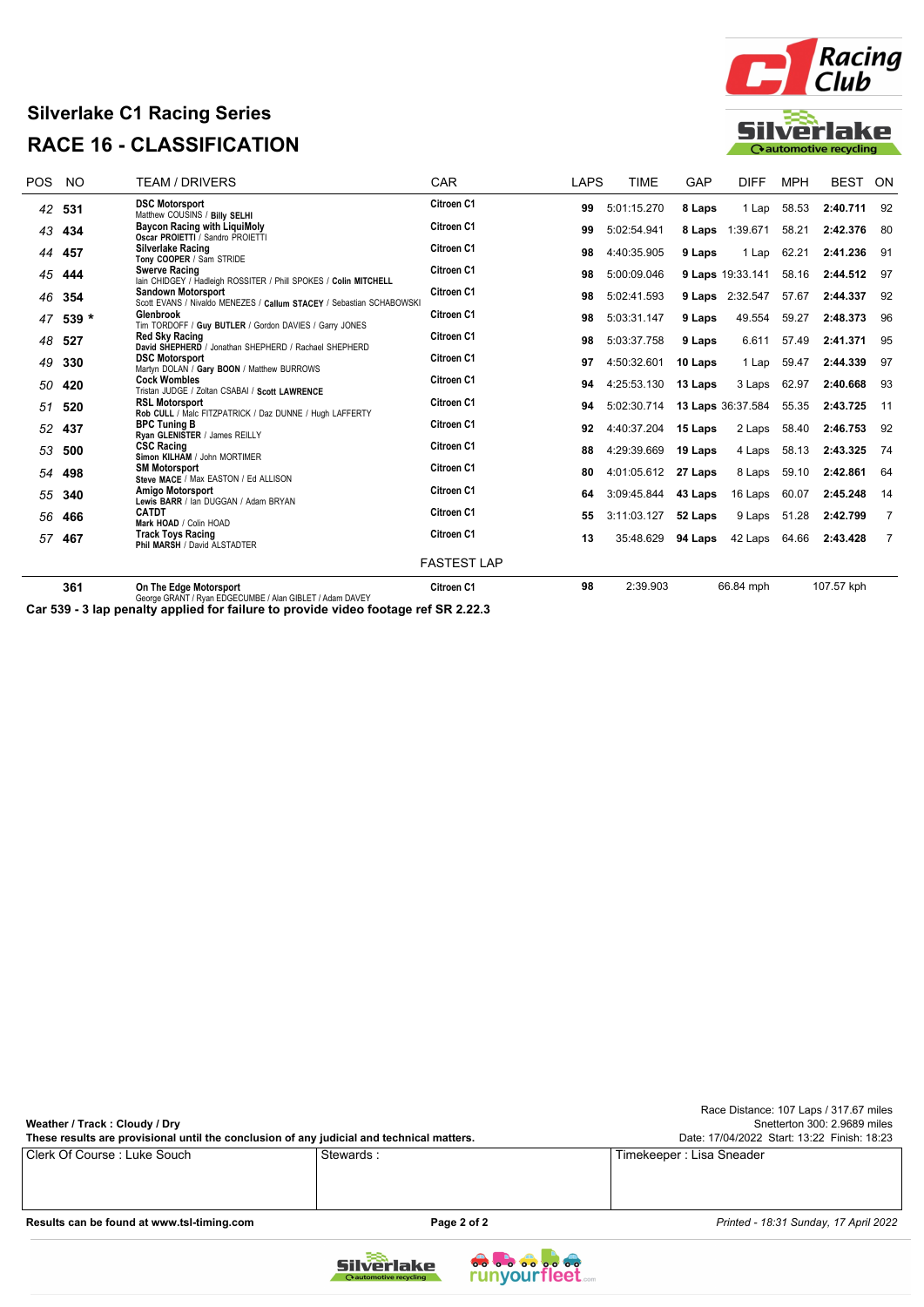# Silverlake C1 Racing Series

## RACE 16 - CLASSIFICATION

| POS | NO | TEAM / DRIVERS | CAR | LAPS | TIME | GAP | DIFF | MPH | BEST | ON |
|---|---|---|---|---|---|---|---|---|---|---|
| 42 | 531 | **DSC Motorsport**<br>Matthew COUSINS / **Billy SELHI** | Citroen C1 | 99 | 5:01:15.270 | 8 Laps | 1 Lap | 58.53 | 2:40.711 | 92 |
| 43 | 434 | **Baycon Racing with LiquiMoly**<br>**Oscar PROIETTI** / Sandro PROIETTI | Citroen C1 | 99 | 5:02:54.941 | 8 Laps | 1:39.671 | 58.21 | 2:42.376 | 80 |
| 44 | 457 | **Silverlake Racing**<br>**Tony COOPER** / Sam STRIDE | Citroen C1 | 98 | 4:40:35.905 | 9 Laps | 1 Lap | 62.21 | 2:41.236 | 91 |
| 45 | 444 | **Swerve Racing**<br>Iain CHIDGEY / Hadleigh ROSSITER / Phill SPOKES / **Colin MITCHELL** | Citroen C1 | 98 | 5:00:09.046 | 9 Laps | 19:33.141 | 58.16 | 2:44.512 | 97 |
| 46 | 354 | **Sandown Motorsport**<br>Scott EVANS / Nivaldo MENEZES / **Callum STACEY** / Sebastian SCHABOWSKI | Citroen C1 | 98 | 5:02:41.593 | 9 Laps | 2:32.547 | 57.67 | 2:44.337 | 92 |
| 47 | 539 * | **Glenbrook**<br>Tim TORDOFF / **Guy BUTLER** / Gordon DAVIES / Garry JONES | Citroen C1 | 98 | 5:03:31.147 | 9 Laps | 49.554 | 59.27 | 2:48.373 | 96 |
| 48 | 527 | **Red Sky Racing**<br>**David SHEPHERD** / Jonathan SHEPHERD / Rachael SHEPHERD | Citroen C1 | 98 | 5:03:37.758 | 9 Laps | 6.611 | 57.49 | 2:41.371 | 95 |
| 49 | 330 | **DSC Motorsport**<br>Martyn DOLAN / **Gary BOON** / Matthew BURROWS | Citroen C1 | 97 | 4:50:32.601 | 10 Laps | 1 Lap | 59.47 | 2:44.339 | 97 |
| 50 | 420 | **Cock Wombles**<br>Tristan JUDGE / Zoltan CSABAI / **Scott LAWRENCE** | Citroen C1 | 94 | 4:25:53.130 | 13 Laps | 3 Laps | 62.97 | 2:40.668 | 93 |
| 51 | 520 | **RSL Motorsport**<br>**Rob CULL** / Malc FITZPATRICK / Daz DUNNE / Hugh LAFFERTY | Citroen C1 | 94 | 5:02:30.714 | 13 Laps | 36:37.584 | 55.35 | 2:43.725 | 11 |
| 52 | 437 | **BPC Tuning B**<br>**Ryan GLENISTER** / James REILLY | Citroen C1 | 92 | 4:40:37.204 | 15 Laps | 2 Laps | 58.40 | 2:46.753 | 92 |
| 53 | 500 | **CSC Racing**<br>**Simon KILHAM** / John MORTIMER | Citroen C1 | 88 | 4:29:39.669 | 19 Laps | 4 Laps | 58.13 | 2:43.325 | 74 |
| 54 | 498 | **SM Motorsport**<br>**Steve MACE** / Max EASTON / Ed ALLISON | Citroen C1 | 80 | 4:01:05.612 | 27 Laps | 8 Laps | 59.10 | 2:42.861 | 64 |
| 55 | 340 | **Amigo Motorsport**<br>**Lewis BARR** / Ian DUGGAN / Adam BRYAN | Citroen C1 | 64 | 3:09:45.844 | 43 Laps | 16 Laps | 60.07 | 2:45.248 | 14 |
| 56 | 466 | **CATDT**<br>**Mark HOAD** / Colin HOAD | Citroen C1 | 55 | 3:11:03.127 | 52 Laps | 9 Laps | 51.28 | 2:42.799 | 7 |
| 57 | 467 | **Track Toys Racing**<br>**Phil MARSH** / David ALSTADTER | Citroen C1 | 13 | 35:48.629 | 94 Laps | 42 Laps | 64.66 | 2:43.428 | 7 |

### FASTEST LAP

| NO | TEAM / DRIVERS | CAR | LAP | TIME | MPH | KPH |
|---|---|---|---|---|---|---|
| 361 | **On The Edge Motorsport**<br>George GRANT / Ryan EDGECUMBE / Alan GIBLET / Adam DAVEY | Citroen C1 | 98 | 2:39.903 | 66.84 mph | 107.57 kph |

**Car 539 - 3 lap penalty applied for failure to provide video footage ref SR 2.22.3**

**Weather / Track : Cloudy / Dry**

**These results are provisional until the conclusion of any judicial and technical matters.**

Race Distance: 107 Laps / 317.67 miles
Snetterton 300: 2.9689 miles
Date: 17/04/2022 Start: 13:22 Finish: 18:23

| Clerk Of Course : Luke Souch | Stewards : | Timekeeper : Lisa Sneader |
|---|---|---|

**Results can be found at www.tsl-timing.com**

*Printed - 18:31 Sunday, 17 April 2022*